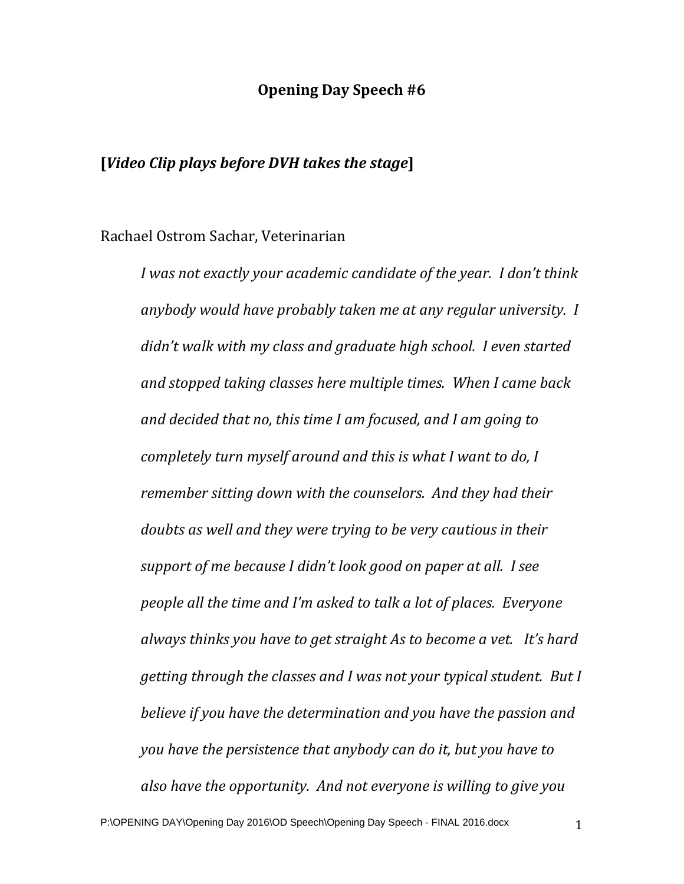# Opening Day Speech #6

**[*Video Clip plays before DVH takes the stage*]**

Rachael Ostrom Sachar, Veterinarian

> *I was not exactly your academic candidate of the year. I don't think anybody would have probably taken me at any regular university. I didn't walk with my class and graduate high school. I even started and stopped taking classes here multiple times. When I came back and decided that no, this time I am focused, and I am going to completely turn myself around and this is what I want to do, I remember sitting down with the counselors. And they had their doubts as well and they were trying to be very cautious in their support of me because I didn't look good on paper at all. I see people all the time and I'm asked to talk a lot of places. Everyone always thinks you have to get straight As to become a vet. It's hard getting through the classes and I was not your typical student. But I believe if you have the determination and you have the passion and you have the persistence that anybody can do it, but you have to also have the opportunity. And not everyone is willing to give you*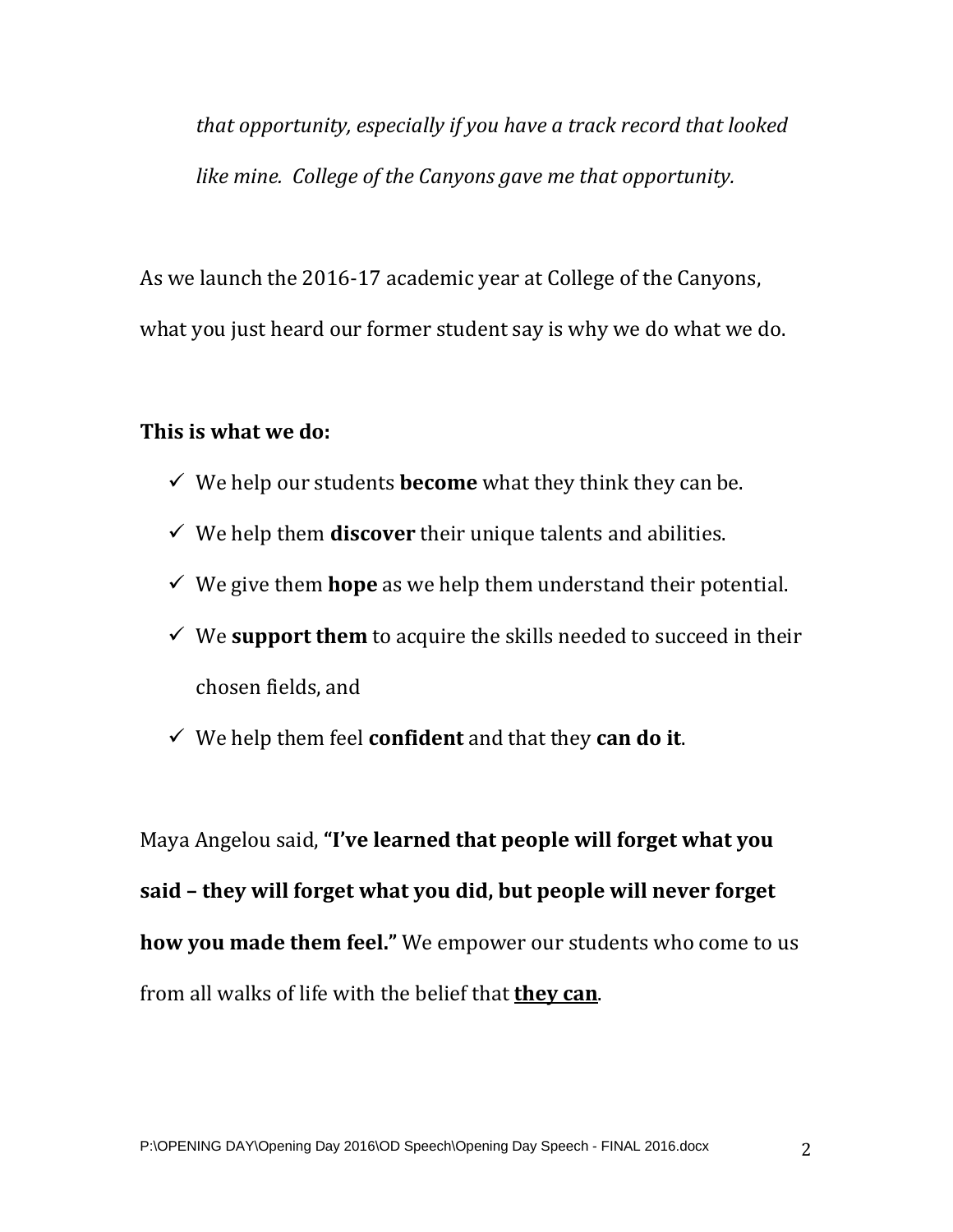*that opportunity, especially if you have a track record that looked like mine. College of the Canyons gave me that opportunity.*

As we launch the 2016-17 academic year at College of the Canyons, what you just heard our former student say is why we do what we do.

**This is what we do:**

- ✓ We help our students **become** what they think they can be.
- ✓ We help them **discover** their unique talents and abilities.
- ✓ We give them **hope** as we help them understand their potential.
- ✓ We **support them** to acquire the skills needed to succeed in their chosen fields, and
- ✓ We help them feel **confident** and that they **can do it**.

Maya Angelou said, **"I've learned that people will forget what you said – they will forget what you did, but people will never forget how you made them feel."** We empower our students who come to us from all walks of life with the belief that **<u>they can</u>**.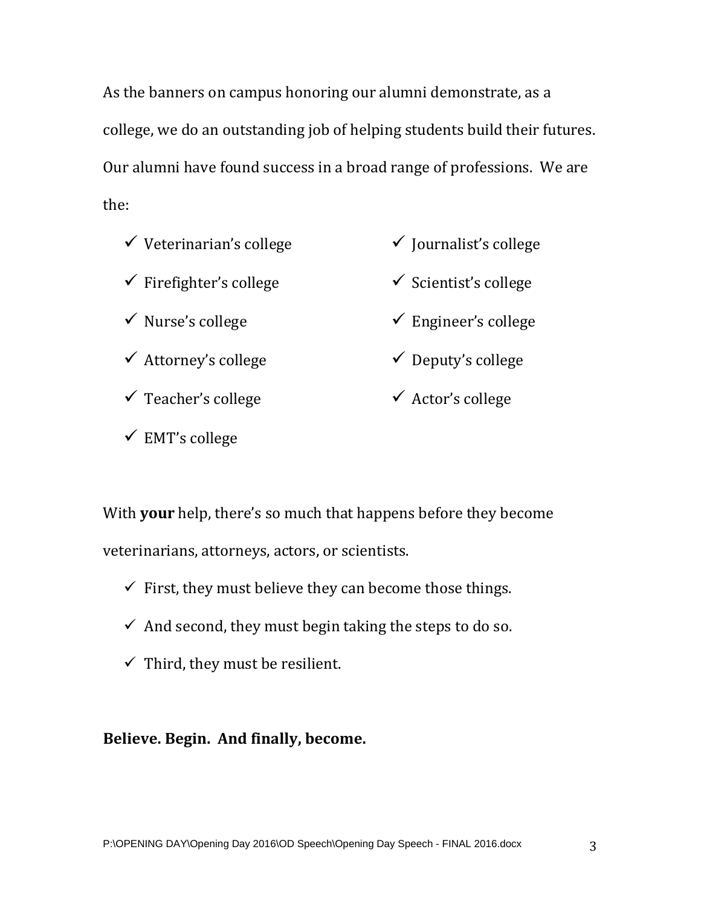As the banners on campus honoring our alumni demonstrate, as a college, we do an outstanding job of helping students build their futures. Our alumni have found success in a broad range of professions. We are the:

- ✓ Veterinarian's college
- ✓ Firefighter's college
- ✓ Nurse's college
- ✓ Attorney's college
- ✓ Teacher's college
- ✓ EMT's college
- ✓ Journalist's college
- ✓ Scientist's college
- ✓ Engineer's college
- ✓ Deputy's college
- ✓ Actor's college

With **your** help, there's so much that happens before they become veterinarians, attorneys, actors, or scientists.

- ✓ First, they must believe they can become those things.
- ✓ And second, they must begin taking the steps to do so.
- ✓ Third, they must be resilient.

**Believe. Begin. And finally, become.**

P:\OPENING DAY\Opening Day 2016\OD Speech\Opening Day Speech - FINAL 2016.docx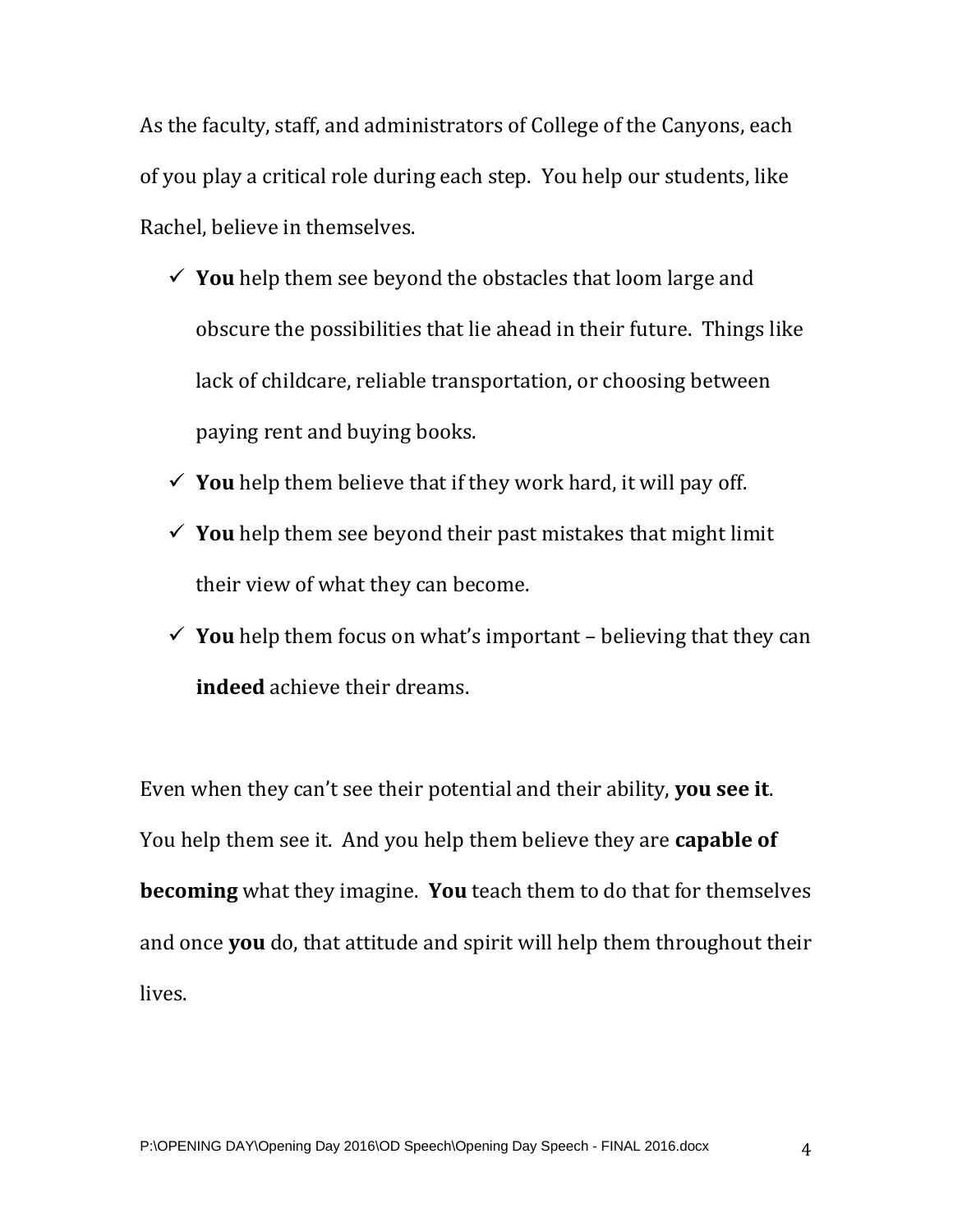As the faculty, staff, and administrators of College of the Canyons, each of you play a critical role during each step. You help our students, like Rachel, believe in themselves.

- ✓ **You** help them see beyond the obstacles that loom large and obscure the possibilities that lie ahead in their future. Things like lack of childcare, reliable transportation, or choosing between paying rent and buying books.
- ✓ **You** help them believe that if they work hard, it will pay off.
- ✓ **You** help them see beyond their past mistakes that might limit their view of what they can become.
- ✓ **You** help them focus on what's important – believing that they can **indeed** achieve their dreams.

Even when they can't see their potential and their ability, **you see it**. You help them see it. And you help them believe they are **capable of becoming** what they imagine. **You** teach them to do that for themselves and once **you** do, that attitude and spirit will help them throughout their lives.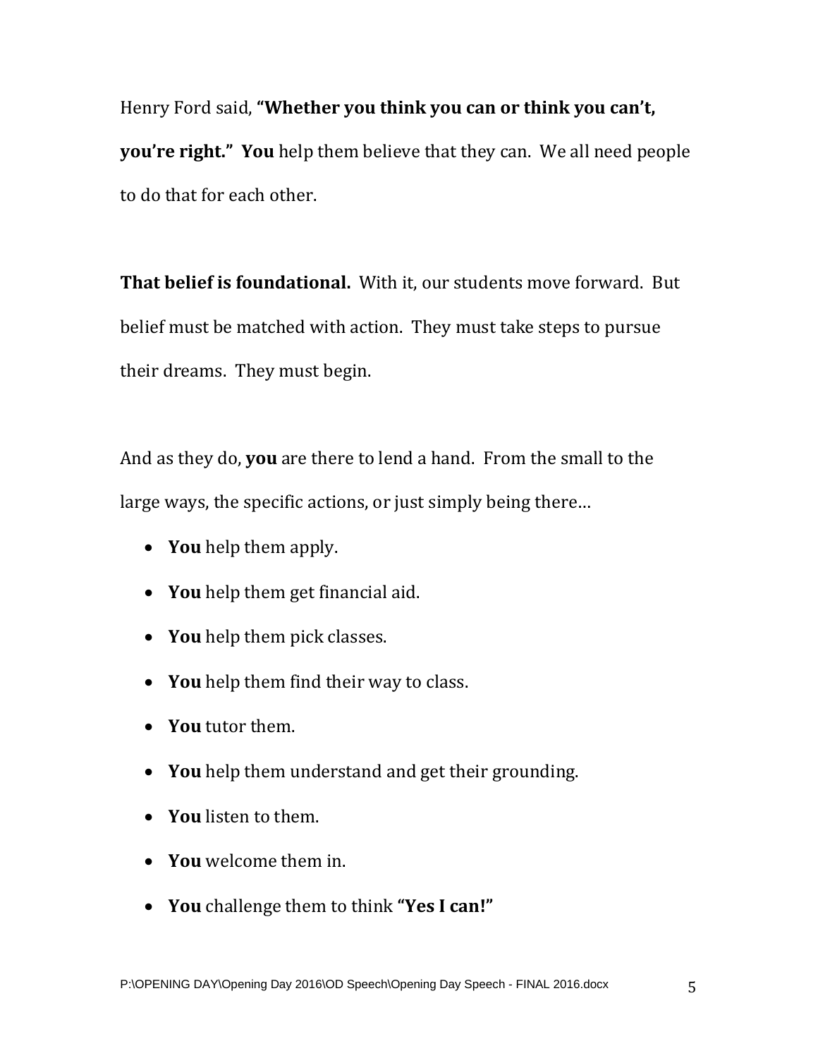Henry Ford said, **"Whether you think you can or think you can't, you're right." You** help them believe that they can. We all need people to do that for each other.

**That belief is foundational.** With it, our students move forward. But belief must be matched with action. They must take steps to pursue their dreams. They must begin.

And as they do, **you** are there to lend a hand. From the small to the large ways, the specific actions, or just simply being there…

- **You** help them apply.
- **You** help them get financial aid.
- **You** help them pick classes.
- **You** help them find their way to class.
- **You** tutor them.
- **You** help them understand and get their grounding.
- **You** listen to them.
- **You** welcome them in.
- **You** challenge them to think **"Yes I can!"**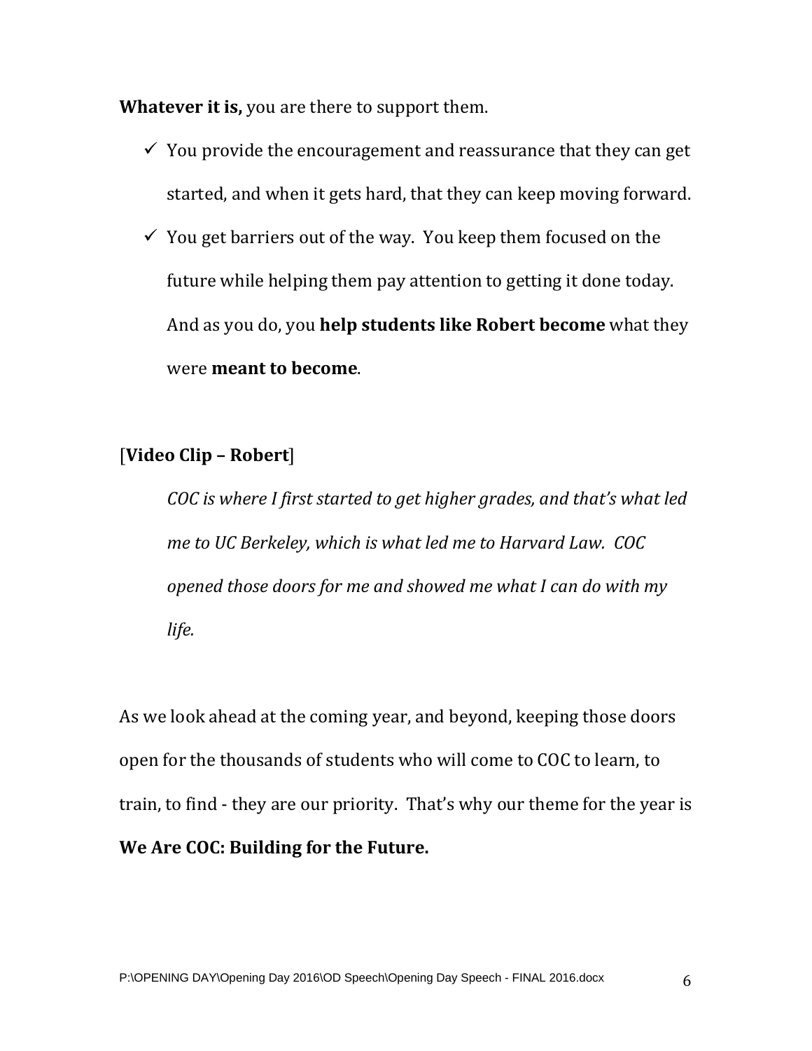**Whatever it is,** you are there to support them.

- ✓ You provide the encouragement and reassurance that they can get started, and when it gets hard, that they can keep moving forward.
- ✓ You get barriers out of the way. You keep them focused on the future while helping them pay attention to getting it done today. And as you do, you **help students like Robert become** what they were **meant to become**.

[**Video Clip – Robert**]

> *COC is where I first started to get higher grades, and that's what led me to UC Berkeley, which is what led me to Harvard Law. COC opened those doors for me and showed me what I can do with my life.*

As we look ahead at the coming year, and beyond, keeping those doors open for the thousands of students who will come to COC to learn, to train, to find - they are our priority. That's why our theme for the year is **We Are COC: Building for the Future.**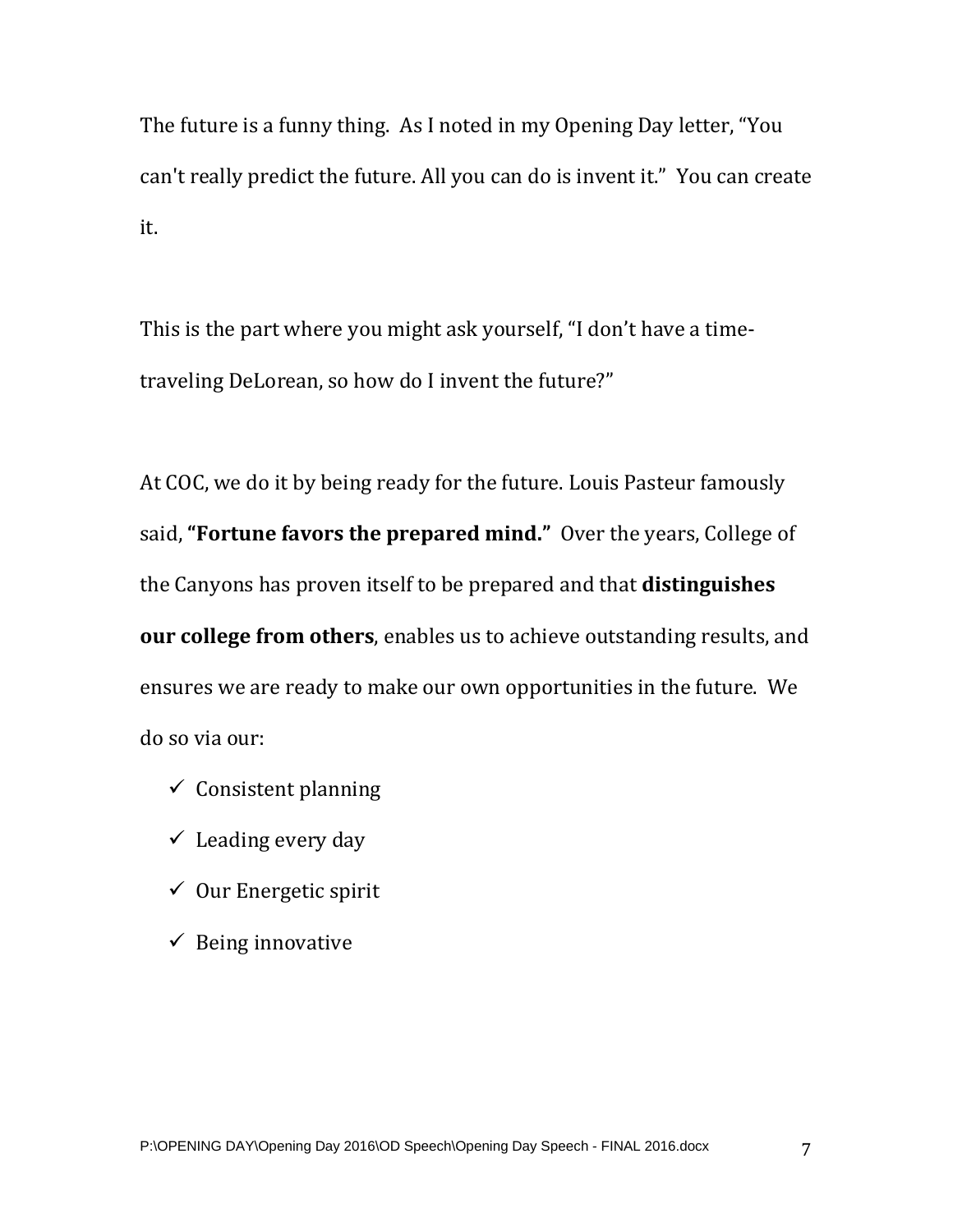The future is a funny thing.  As I noted in my Opening Day letter, "You can't really predict the future. All you can do is invent it."  You can create it.

This is the part where you might ask yourself, "I don't have a time-traveling DeLorean, so how do I invent the future?"

At COC, we do it by being ready for the future. Louis Pasteur famously said, **"Fortune favors the prepared mind."**  Over the years, College of the Canyons has proven itself to be prepared and that **distinguishes our college from others**, enables us to achieve outstanding results, and ensures we are ready to make our own opportunities in the future.  We do so via our:

- ✓ Consistent planning
- ✓ Leading every day
- ✓ Our Energetic spirit
- ✓ Being innovative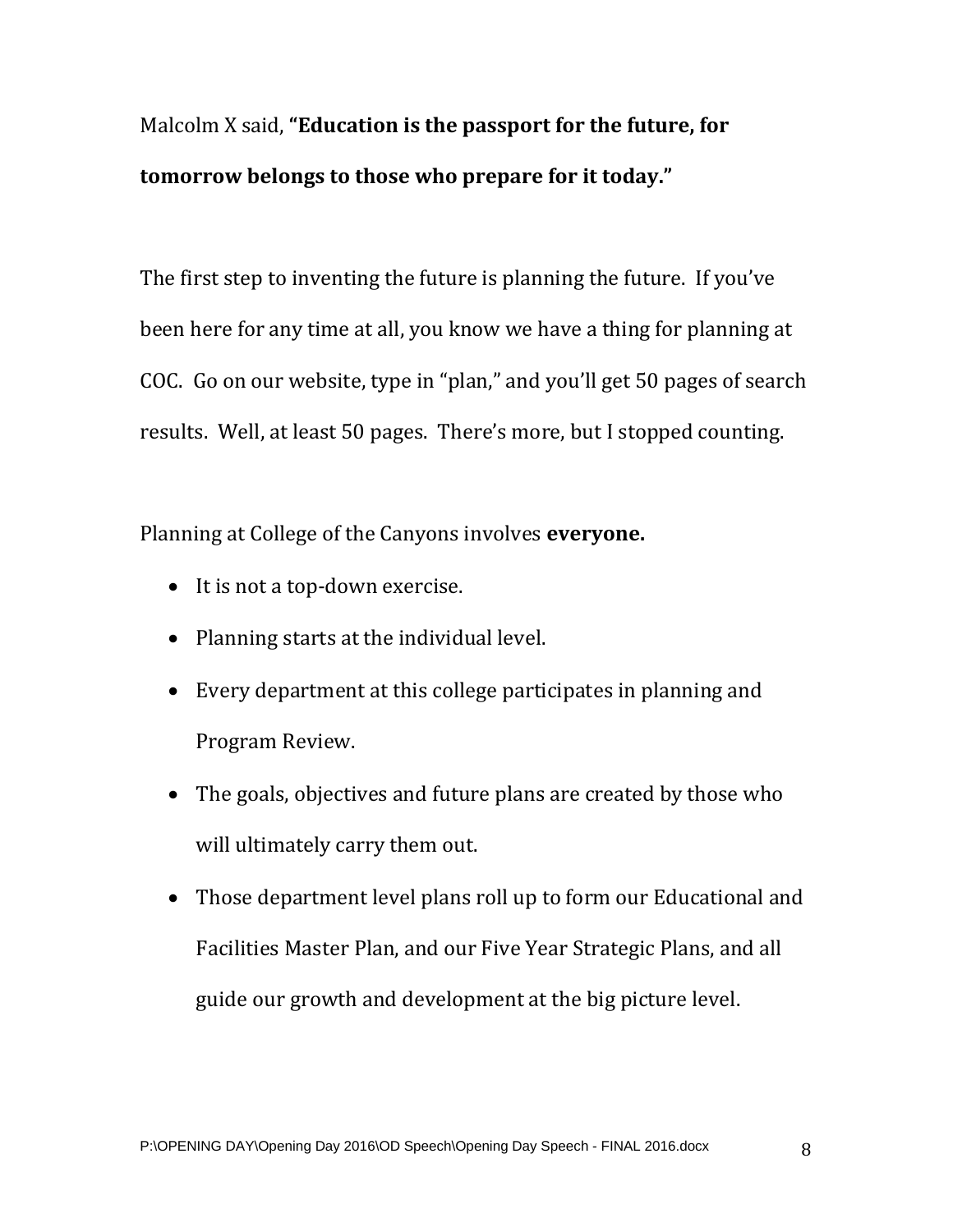Malcolm X said, **"Education is the passport for the future, for tomorrow belongs to those who prepare for it today."**

The first step to inventing the future is planning the future. If you've been here for any time at all, you know we have a thing for planning at COC. Go on our website, type in "plan," and you'll get 50 pages of search results. Well, at least 50 pages. There's more, but I stopped counting.

Planning at College of the Canyons involves **everyone.**

- It is not a top-down exercise.
- Planning starts at the individual level.
- Every department at this college participates in planning and Program Review.
- The goals, objectives and future plans are created by those who will ultimately carry them out.
- Those department level plans roll up to form our Educational and Facilities Master Plan, and our Five Year Strategic Plans, and all guide our growth and development at the big picture level.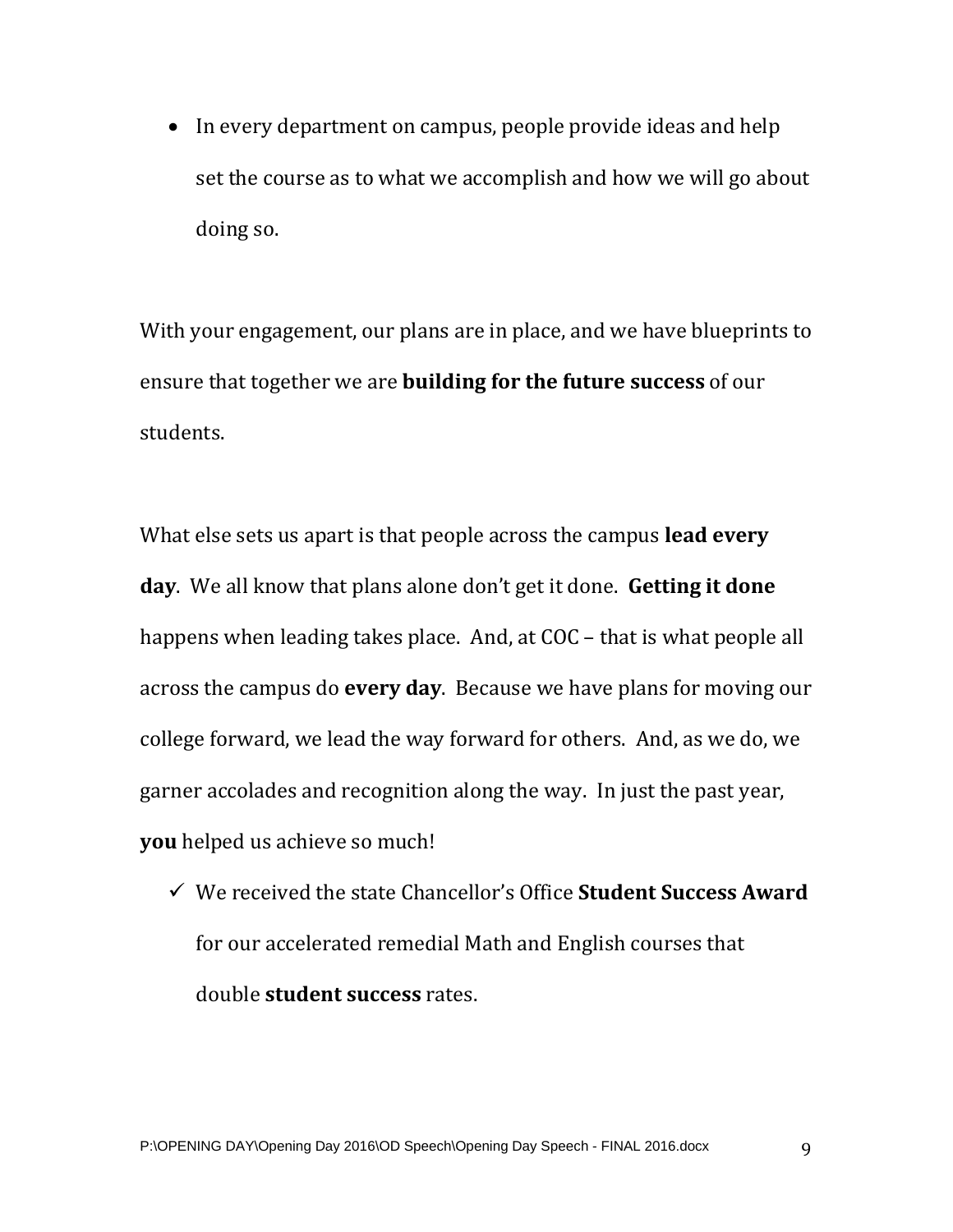- In every department on campus, people provide ideas and help set the course as to what we accomplish and how we will go about doing so.

With your engagement, our plans are in place, and we have blueprints to ensure that together we are **building for the future success** of our students.

What else sets us apart is that people across the campus **lead every day**. We all know that plans alone don't get it done. **Getting it done** happens when leading takes place. And, at COC – that is what people all across the campus do **every day**. Because we have plans for moving our college forward, we lead the way forward for others. And, as we do, we garner accolades and recognition along the way. In just the past year, **you** helped us achieve so much!

- ✓ We received the state Chancellor's Office **Student Success Award** for our accelerated remedial Math and English courses that double **student success** rates.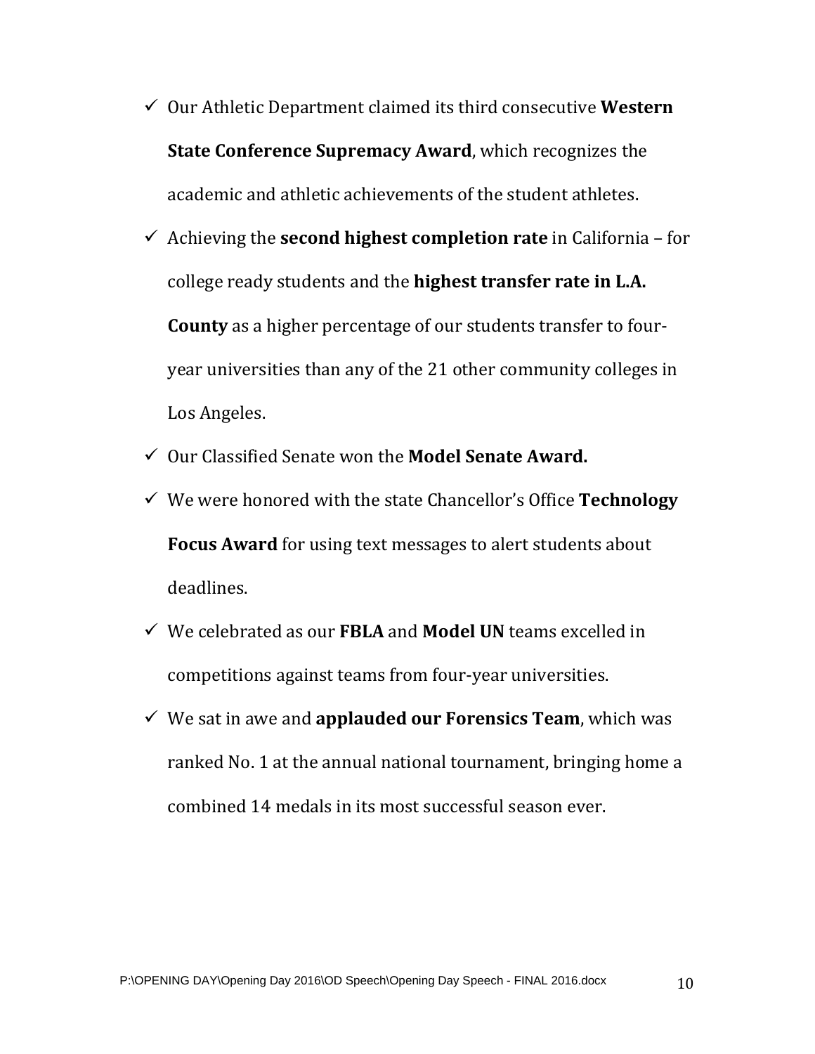- ✓ Our Athletic Department claimed its third consecutive **Western State Conference Supremacy Award**, which recognizes the academic and athletic achievements of the student athletes.
- ✓ Achieving the **second highest completion rate** in California – for college ready students and the **highest transfer rate in L.A. County** as a higher percentage of our students transfer to four-year universities than any of the 21 other community colleges in Los Angeles.
- ✓ Our Classified Senate won the **Model Senate Award.**
- ✓ We were honored with the state Chancellor's Office **Technology Focus Award** for using text messages to alert students about deadlines.
- ✓ We celebrated as our **FBLA** and **Model UN** teams excelled in competitions against teams from four-year universities.
- ✓ We sat in awe and **applauded our Forensics Team**, which was ranked No. 1 at the annual national tournament, bringing home a combined 14 medals in its most successful season ever.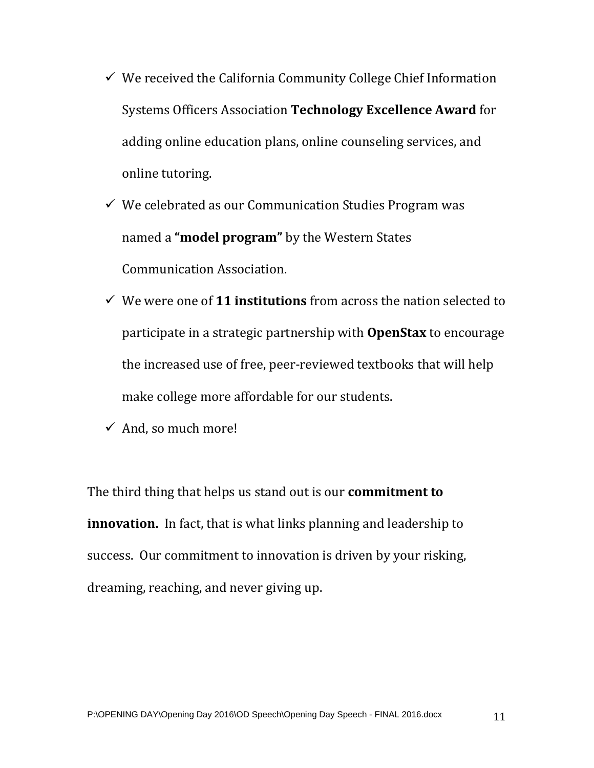- ✓ We received the California Community College Chief Information Systems Officers Association **Technology Excellence Award** for adding online education plans, online counseling services, and online tutoring.
- ✓ We celebrated as our Communication Studies Program was named a **"model program"** by the Western States Communication Association.
- ✓ We were one of **11 institutions** from across the nation selected to participate in a strategic partnership with **OpenStax** to encourage the increased use of free, peer-reviewed textbooks that will help make college more affordable for our students.
- ✓ And, so much more!

The third thing that helps us stand out is our **commitment to innovation.** In fact, that is what links planning and leadership to success. Our commitment to innovation is driven by your risking, dreaming, reaching, and never giving up.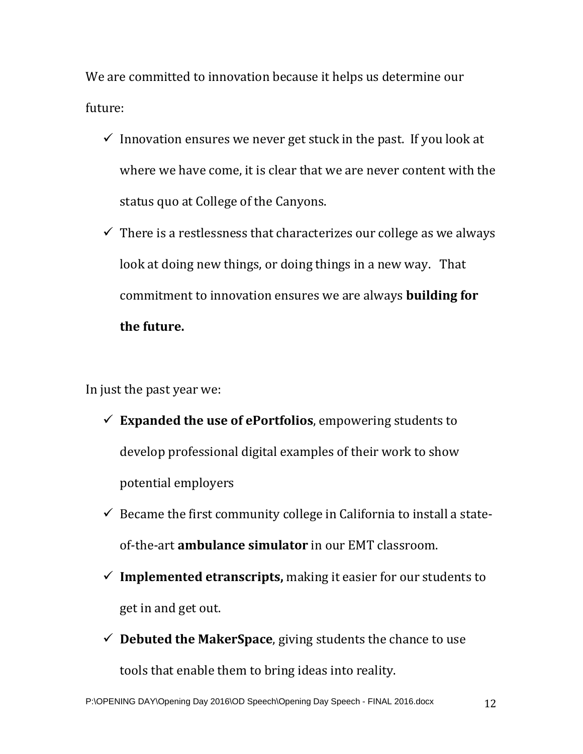We are committed to innovation because it helps us determine our future:

- ✓ Innovation ensures we never get stuck in the past. If you look at where we have come, it is clear that we are never content with the status quo at College of the Canyons.
- ✓ There is a restlessness that characterizes our college as we always look at doing new things, or doing things in a new way. That commitment to innovation ensures we are always **building for the future.**

In just the past year we:

- ✓ **Expanded the use of ePortfolios**, empowering students to develop professional digital examples of their work to show potential employers
- ✓ Became the first community college in California to install a state-of-the-art **ambulance simulator** in our EMT classroom.
- ✓ **Implemented etranscripts,** making it easier for our students to get in and get out.
- ✓ **Debuted the MakerSpace**, giving students the chance to use tools that enable them to bring ideas into reality.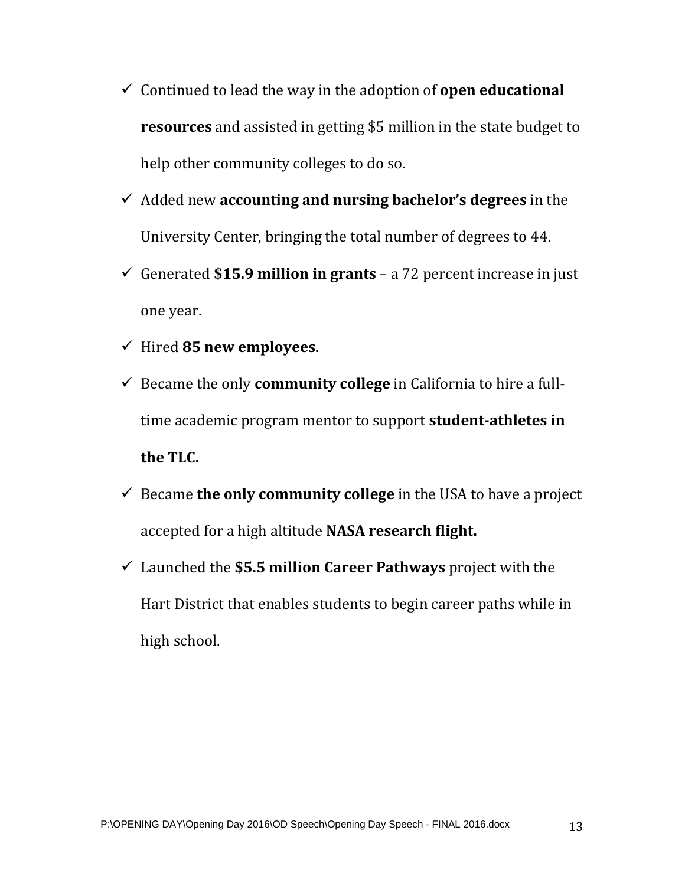- ✓ Continued to lead the way in the adoption of **open educational resources** and assisted in getting $5 million in the state budget to help other community colleges to do so.
- ✓ Added new **accounting and nursing bachelor's degrees** in the University Center, bringing the total number of degrees to 44.
- ✓ Generated **$15.9 million in grants** – a 72 percent increase in just one year.
- ✓ Hired **85 new employees**.
- ✓ Became the only **community college** in California to hire a full-time academic program mentor to support **student-athletes in the TLC.**
- ✓ Became **the only community college** in the USA to have a project accepted for a high altitude **NASA research flight.**
- ✓ Launched the **$5.5 million Career Pathways** project with the Hart District that enables students to begin career paths while in high school.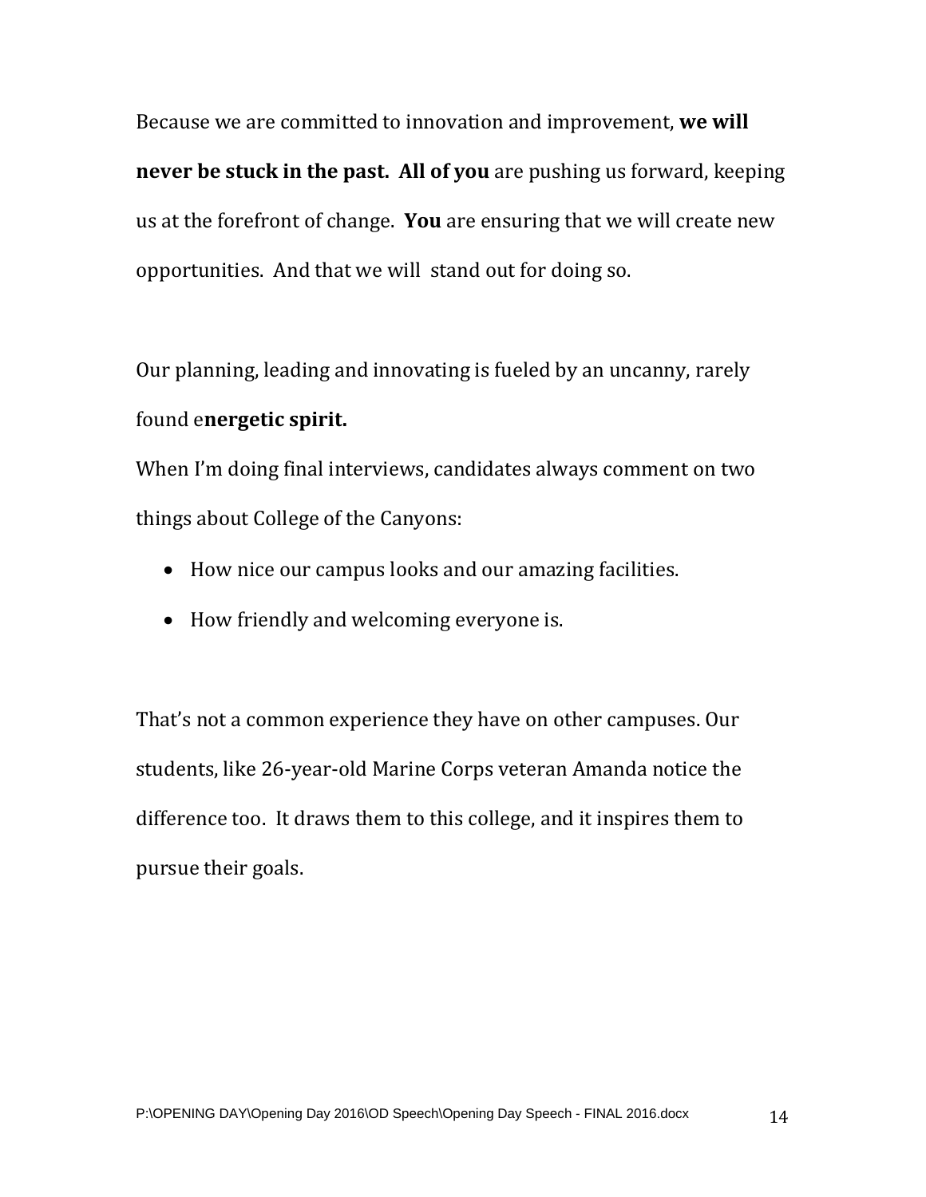Because we are committed to innovation and improvement, **we will never be stuck in the past. All of you** are pushing us forward, keeping us at the forefront of change. **You** are ensuring that we will create new opportunities. And that we will stand out for doing so.

Our planning, leading and innovating is fueled by an uncanny, rarely found e**nergetic spirit.**

When I'm doing final interviews, candidates always comment on two things about College of the Canyons:

- How nice our campus looks and our amazing facilities.
- How friendly and welcoming everyone is.

That's not a common experience they have on other campuses. Our students, like 26-year-old Marine Corps veteran Amanda notice the difference too. It draws them to this college, and it inspires them to pursue their goals.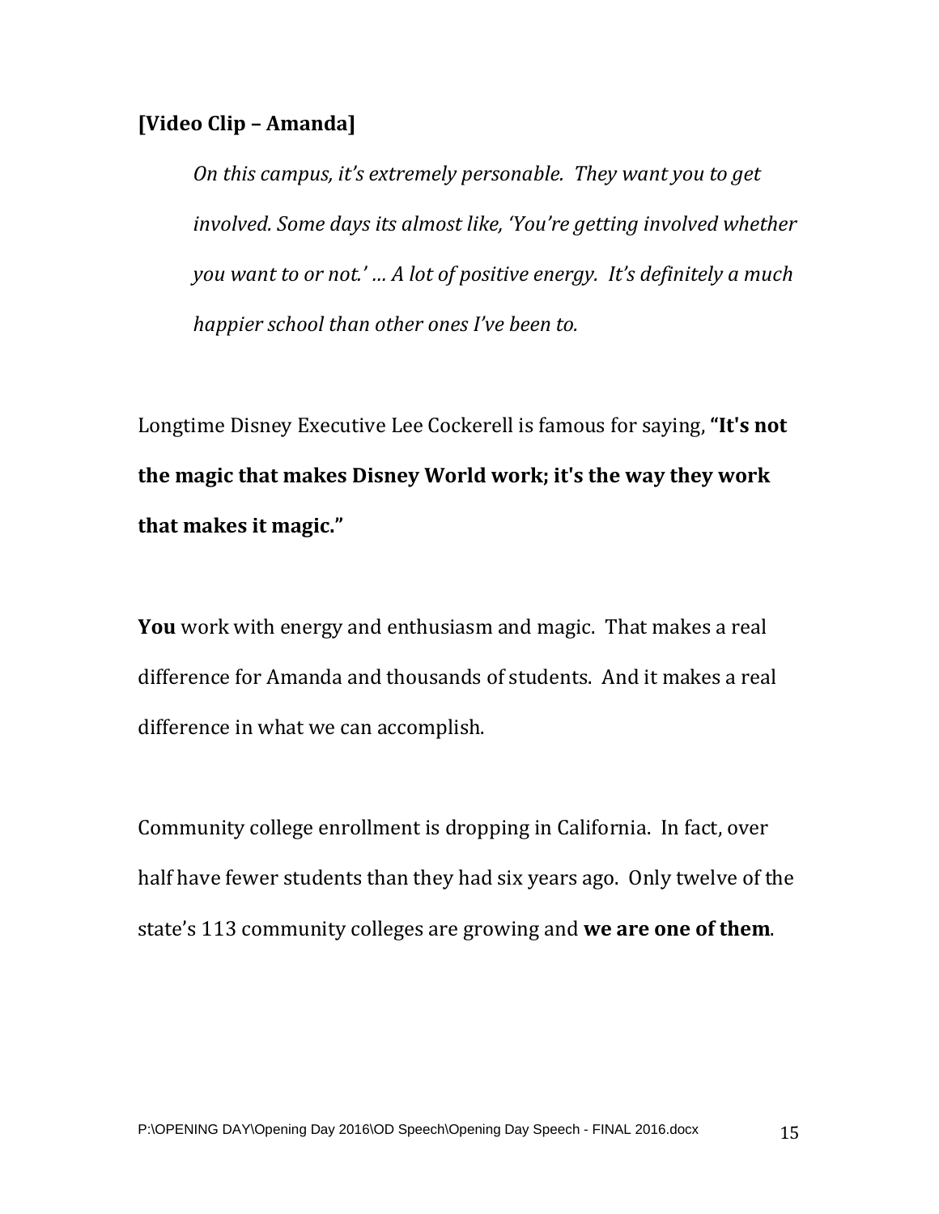**[Video Clip – Amanda]**

> *On this campus, it's extremely personable. They want you to get involved. Some days its almost like, 'You're getting involved whether you want to or not.' … A lot of positive energy. It's definitely a much happier school than other ones I've been to.*

Longtime Disney Executive Lee Cockerell is famous for saying, **"It's not the magic that makes Disney World work; it's the way they work that makes it magic."**

**You** work with energy and enthusiasm and magic. That makes a real difference for Amanda and thousands of students. And it makes a real difference in what we can accomplish.

Community college enrollment is dropping in California. In fact, over half have fewer students than they had six years ago. Only twelve of the state's 113 community colleges are growing and **we are one of them**.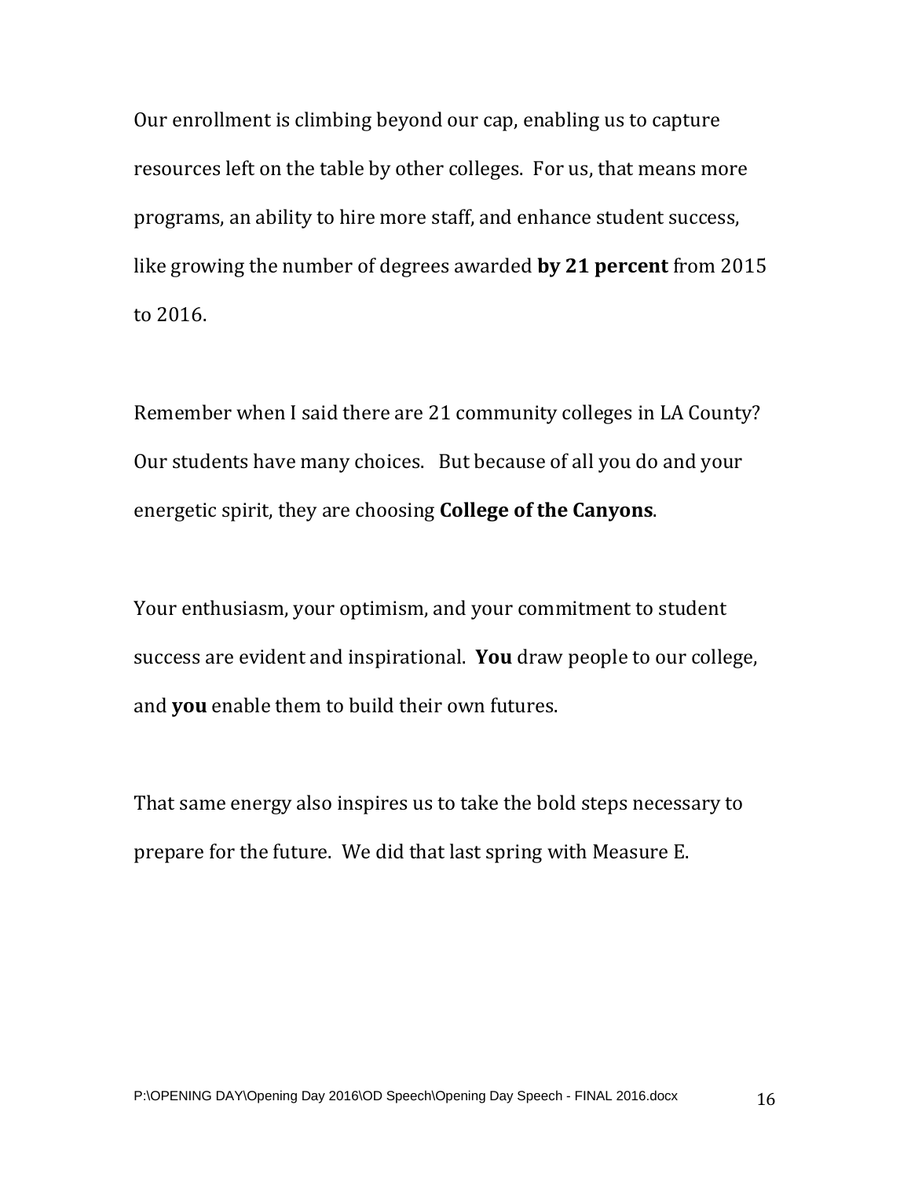Our enrollment is climbing beyond our cap, enabling us to capture resources left on the table by other colleges. For us, that means more programs, an ability to hire more staff, and enhance student success, like growing the number of degrees awarded **by 21 percent** from 2015 to 2016.

Remember when I said there are 21 community colleges in LA County? Our students have many choices. But because of all you do and your energetic spirit, they are choosing **College of the Canyons**.

Your enthusiasm, your optimism, and your commitment to student success are evident and inspirational. **You** draw people to our college, and **you** enable them to build their own futures.

That same energy also inspires us to take the bold steps necessary to prepare for the future. We did that last spring with Measure E.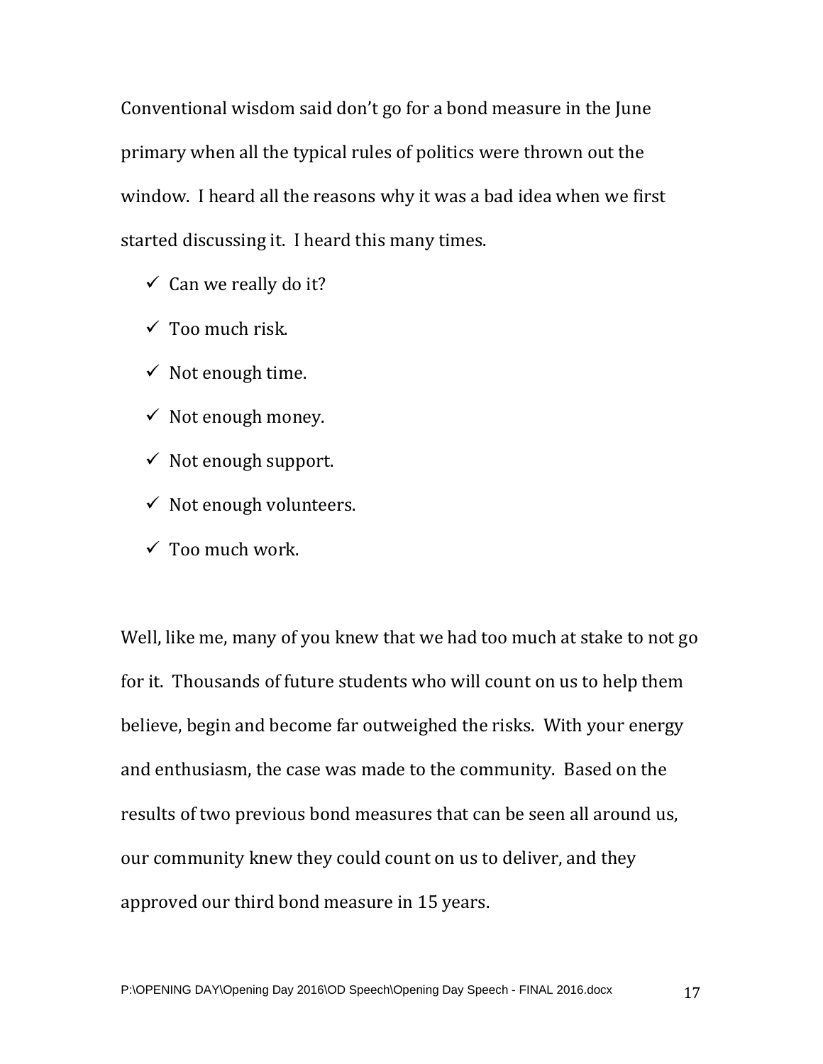Conventional wisdom said don't go for a bond measure in the June primary when all the typical rules of politics were thrown out the window. I heard all the reasons why it was a bad idea when we first started discussing it. I heard this many times.

- ✓ Can we really do it?
- ✓ Too much risk.
- ✓ Not enough time.
- ✓ Not enough money.
- ✓ Not enough support.
- ✓ Not enough volunteers.
- ✓ Too much work.

Well, like me, many of you knew that we had too much at stake to not go for it. Thousands of future students who will count on us to help them believe, begin and become far outweighed the risks. With your energy and enthusiasm, the case was made to the community. Based on the results of two previous bond measures that can be seen all around us, our community knew they could count on us to deliver, and they approved our third bond measure in 15 years.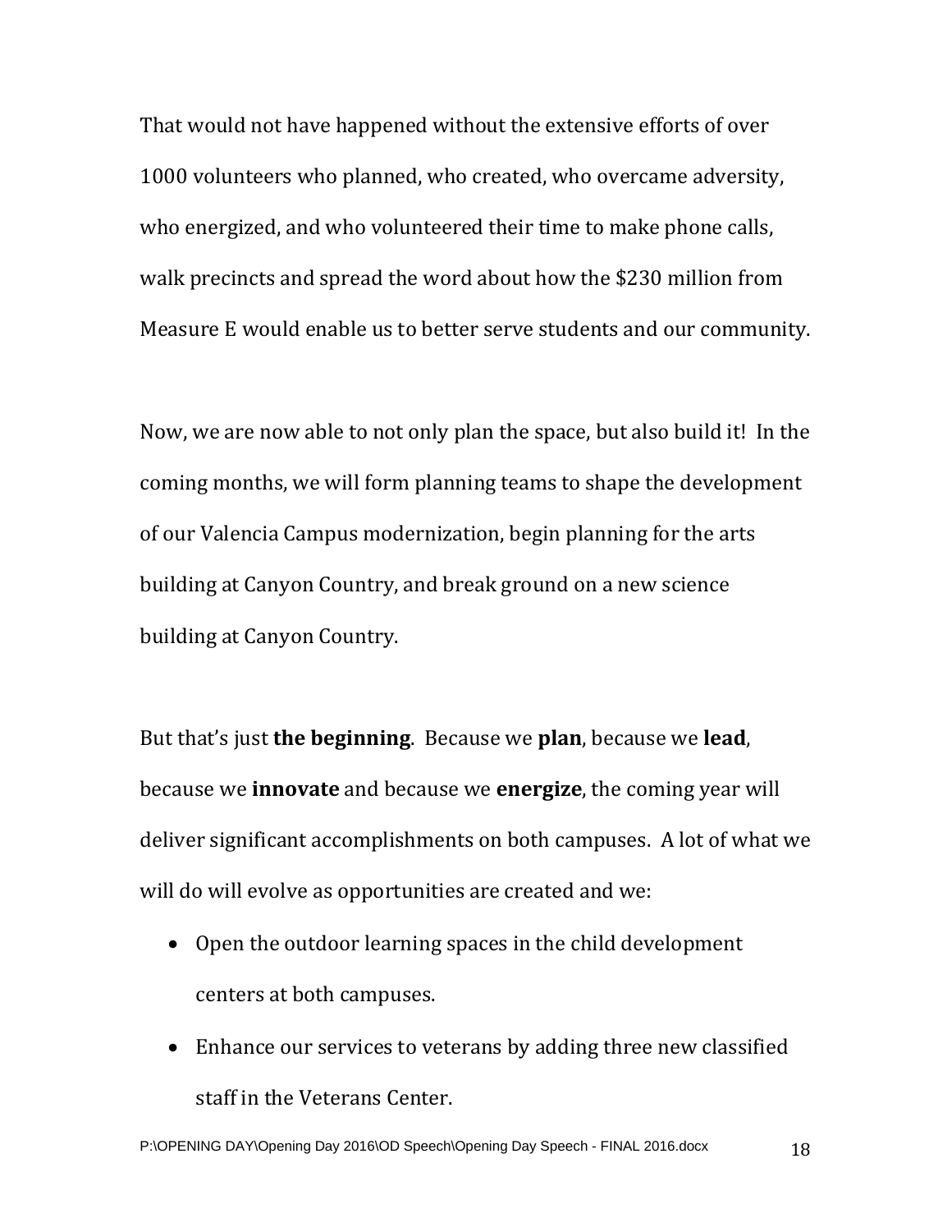That would not have happened without the extensive efforts of over 1000 volunteers who planned, who created, who overcame adversity, who energized, and who volunteered their time to make phone calls, walk precincts and spread the word about how the $230 million from Measure E would enable us to better serve students and our community.

Now, we are now able to not only plan the space, but also build it! In the coming months, we will form planning teams to shape the development of our Valencia Campus modernization, begin planning for the arts building at Canyon Country, and break ground on a new science building at Canyon Country.

But that's just **the beginning**. Because we **plan**, because we **lead**, because we **innovate** and because we **energize**, the coming year will deliver significant accomplishments on both campuses. A lot of what we will do will evolve as opportunities are created and we:

- Open the outdoor learning spaces in the child development centers at both campuses.
- Enhance our services to veterans by adding three new classified staff in the Veterans Center.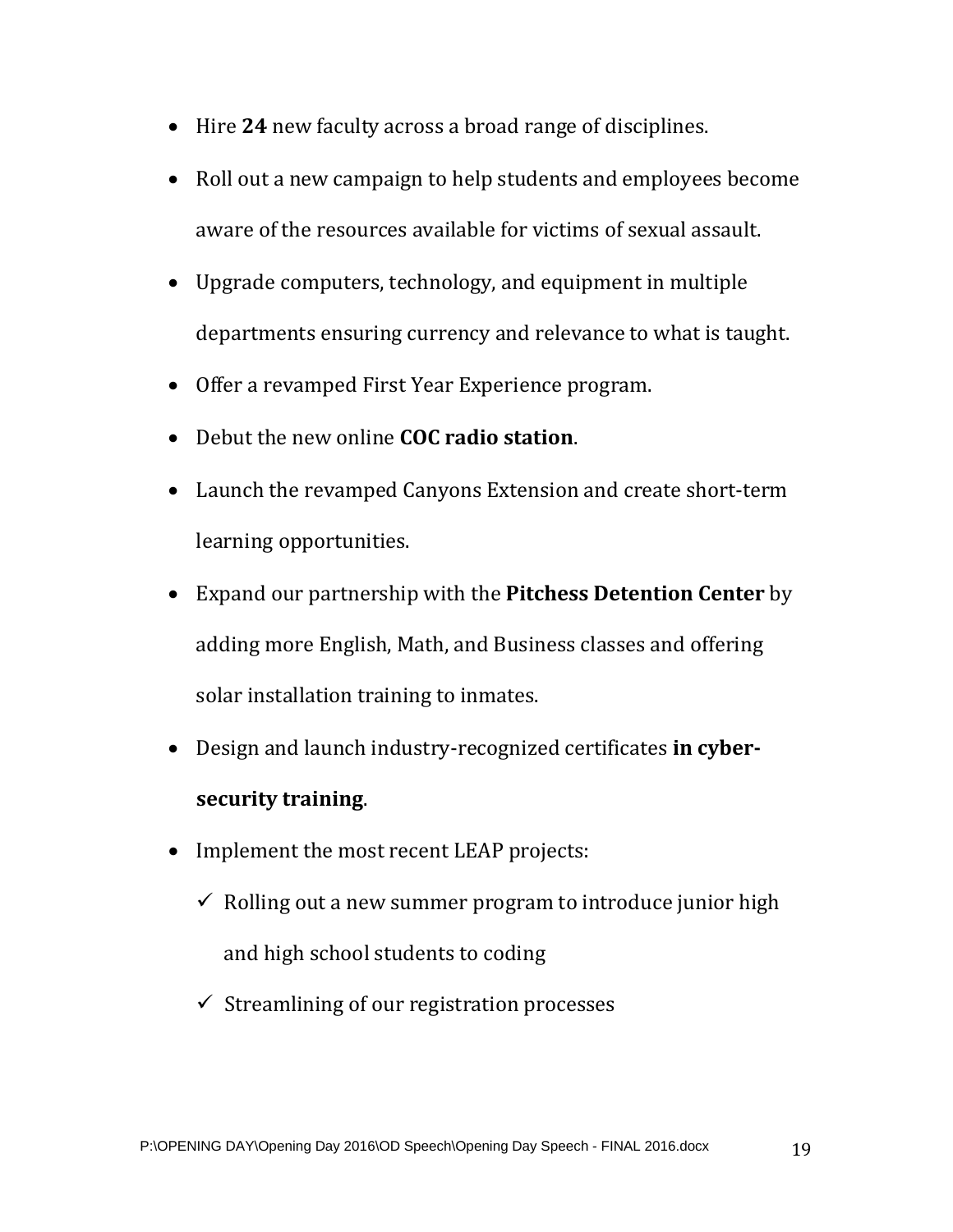- Hire **24** new faculty across a broad range of disciplines.
- Roll out a new campaign to help students and employees become aware of the resources available for victims of sexual assault.
- Upgrade computers, technology, and equipment in multiple departments ensuring currency and relevance to what is taught.
- Offer a revamped First Year Experience program.
- Debut the new online **COC radio station**.
- Launch the revamped Canyons Extension and create short-term learning opportunities.
- Expand our partnership with the **Pitchess Detention Center** by adding more English, Math, and Business classes and offering solar installation training to inmates.
- Design and launch industry-recognized certificates **in cyber-security training**.
- Implement the most recent LEAP projects:
  - ✓ Rolling out a new summer program to introduce junior high and high school students to coding
  - ✓ Streamlining of our registration processes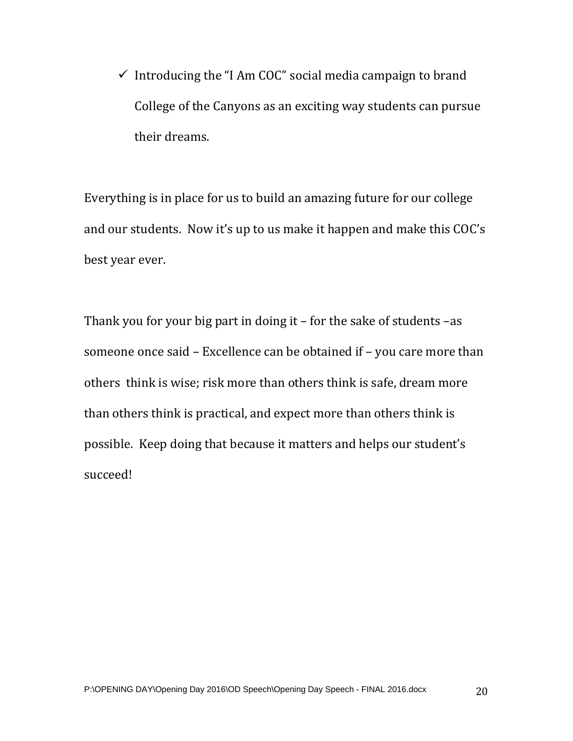- ✓ Introducing the "I Am COC" social media campaign to brand College of the Canyons as an exciting way students can pursue their dreams.

Everything is in place for us to build an amazing future for our college and our students. Now it's up to us make it happen and make this COC's best year ever.

Thank you for your big part in doing it – for the sake of students –as someone once said – Excellence can be obtained if – you care more than others think is wise; risk more than others think is safe, dream more than others think is practical, and expect more than others think is possible. Keep doing that because it matters and helps our student's succeed!